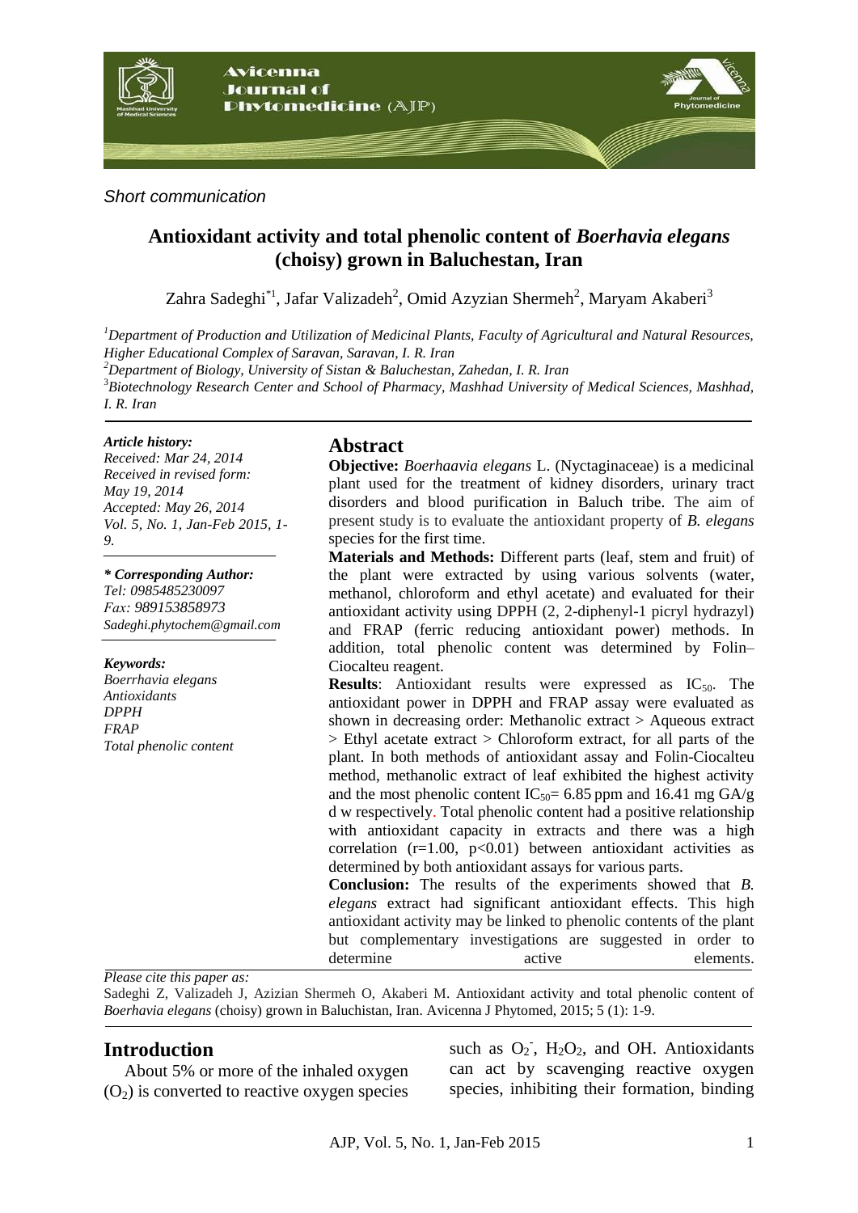*Short communication*

# Antioxidant activity and total phenolic content of *Boerhavia elegans* (choisy) grown in Baluchestan, Iran

Zahra Sadeghi*[1], Jafar Valizadeh[2], Omid Azyzian Shermeh[2], Maryam Akaberi[3]

[1]*Department of Production and Utilization of Medicinal Plants, Faculty of Agricultural and Natural Resources, Higher Educational Complex of Saravan, Saravan, I. R. Iran*

[2]*Department of Biology, University of Sistan & Baluchestan, Zahedan, I. R. Iran*

[3]*Biotechnology Research Center and School of Pharmacy, Mashhad University of Medical Sciences, Mashhad, I. R. Iran*

***Article history:***

*Received: Mar 24, 2014*
*Received in revised form: May 19, 2014*
*Accepted: May 26, 2014*
*Vol. 5, No. 1, Jan-Feb 2015, 1-9.*

***\* Corresponding Author:***

*Tel: 0985485230097*
*Fax: 989153858973*
*Sadeghi.phytochem@gmail.com*

***Keywords:***

*Boerrhavia elegans*
*Antioxidants*
*DPPH*
*FRAP*
*Total phenolic content*

## Abstract

**Objective:** *Boerhaavia elegans* L. (Nyctaginaceae) is a medicinal plant used for the treatment of kidney disorders, urinary tract disorders and blood purification in Baluch tribe. The aim of present study is to evaluate the antioxidant property of *B. elegans* species for the first time.

**Materials and Methods:** Different parts (leaf, stem and fruit) of the plant were extracted by using various solvents (water, methanol, chloroform and ethyl acetate) and evaluated for their antioxidant activity using DPPH (2, 2-diphenyl-1 picryl hydrazyl) and FRAP (ferric reducing antioxidant power) methods. In addition, total phenolic content was determined by Folin–Ciocalteu reagent.

**Results**: Antioxidant results were expressed as $IC_{50}$. The antioxidant power in DPPH and FRAP assay were evaluated as shown in decreasing order: Methanolic extract > Aqueous extract > Ethyl acetate extract > Chloroform extract, for all parts of the plant. In both methods of antioxidant assay and Folin-Ciocalteu method, methanolic extract of leaf exhibited the highest activity and the most phenolic content $IC_{50}$= 6.85 ppm and 16.41 mg GA/g d w respectively. Total phenolic content had a positive relationship with antioxidant capacity in extracts and there was a high correlation ($r=1.00$, $p<0.01$) between antioxidant activities as determined by both antioxidant assays for various parts.

**Conclusion:** The results of the experiments showed that *B. elegans* extract had significant antioxidant effects. This high antioxidant activity may be linked to phenolic contents of the plant but complementary investigations are suggested in order to determine active elements.

*Please cite this paper as:*

Sadeghi Z, Valizadeh J, Azizian Shermeh O, Akaberi M. Antioxidant activity and total phenolic content of *Boerhavia elegans* (choisy) grown in Baluchistan, Iran. Avicenna J Phytomed, 2015; 5 (1): 1-9.

## Introduction

About 5% or more of the inhaled oxygen ($O_2$) is converted to reactive oxygen species such as $O_2^-$, $H_2O_2$, and OH. Antioxidants can act by scavenging reactive oxygen species, inhibiting their formation, binding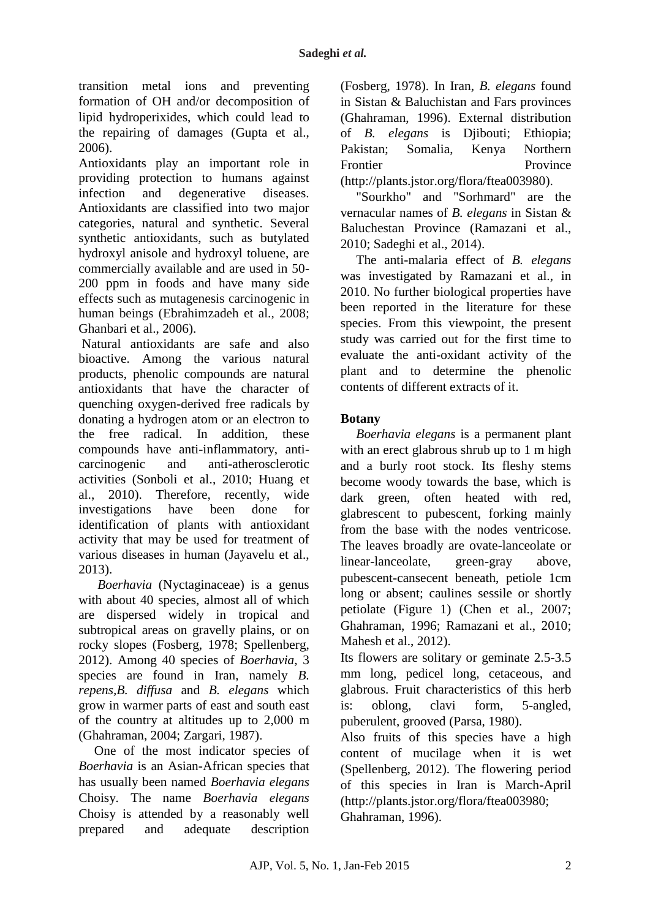transition metal ions and preventing formation of OH and/or decomposition of lipid hydroperixides, which could lead to the repairing of damages (Gupta et al., 2006).

Antioxidants play an important role in providing protection to humans against infection and degenerative diseases. Antioxidants are classified into two major categories, natural and synthetic. Several synthetic antioxidants, such as butylated hydroxyl anisole and hydroxyl toluene, are commercially available and are used in 50-200 ppm in foods and have many side effects such as mutagenesis carcinogenic in human beings (Ebrahimzadeh et al., 2008; Ghanbari et al., 2006).

Natural antioxidants are safe and also bioactive. Among the various natural products, phenolic compounds are natural antioxidants that have the character of quenching oxygen-derived free radicals by donating a hydrogen atom or an electron to the free radical. In addition, these compounds have anti-inflammatory, anti-carcinogenic and anti-atherosclerotic activities (Sonboli et al., 2010; Huang et al., 2010). Therefore, recently, wide investigations have been done for identification of plants with antioxidant activity that may be used for treatment of various diseases in human (Jayavelu et al., 2013).

*Boerhavia* (Nyctaginaceae) is a genus with about 40 species, almost all of which are dispersed widely in tropical and subtropical areas on gravelly plains, or on rocky slopes (Fosberg, 1978; Spellenberg, 2012). Among 40 species of *Boerhavia*, 3 species are found in Iran, namely *B. repens*,*B. diffusa* and *B. elegans* which grow in warmer parts of east and south east of the country at altitudes up to 2,000 m (Ghahraman, 2004; Zargari, 1987).

One of the most indicator species of *Boerhavia* is an Asian-African species that has usually been named *Boerhavia elegans* Choisy. The name *Boerhavia elegans* Choisy is attended by a reasonably well prepared and adequate description (Fosberg, 1978). In Iran, *B. elegans* found in Sistan & Baluchistan and Fars provinces (Ghahraman, 1996). External distribution of *B. elegans* is Djibouti; Ethiopia; Pakistan; Somalia, Kenya Northern Frontier Province (http://plants.jstor.org/flora/ftea003980).

"Sourkho" and "Sorhmard" are the vernacular names of *B. elegans* in Sistan & Baluchestan Province (Ramazani et al., 2010; Sadeghi et al., 2014).

The anti-malaria effect of *B. elegans* was investigated by Ramazani et al., in 2010. No further biological properties have been reported in the literature for these species. From this viewpoint, the present study was carried out for the first time to evaluate the anti-oxidant activity of the plant and to determine the phenolic contents of different extracts of it.

## Botany

*Boerhavia elegans* is a permanent plant with an erect glabrous shrub up to 1 m high and a burly root stock. Its fleshy stems become woody towards the base, which is dark green, often heated with red, glabrescent to pubescent, forking mainly from the base with the nodes ventricose. The leaves broadly are ovate-lanceolate or linear-lanceolate, green-gray above, pubescent-cansecent beneath, petiole 1cm long or absent; caulines sessile or shortly petiolate (Figure 1) (Chen et al., 2007; Ghahraman, 1996; Ramazani et al., 2010; Mahesh et al., 2012).

Its flowers are solitary or geminate 2.5-3.5 mm long, pedicel long, cetaceous, and glabrous. Fruit characteristics of this herb is: oblong, clavi form, 5-angled, puberulent, grooved (Parsa, 1980).

Also fruits of this species have a high content of mucilage when it is wet (Spellenberg, 2012). The flowering period of this species in Iran is March-April (http://plants.jstor.org/flora/ftea003980; Ghahraman, 1996).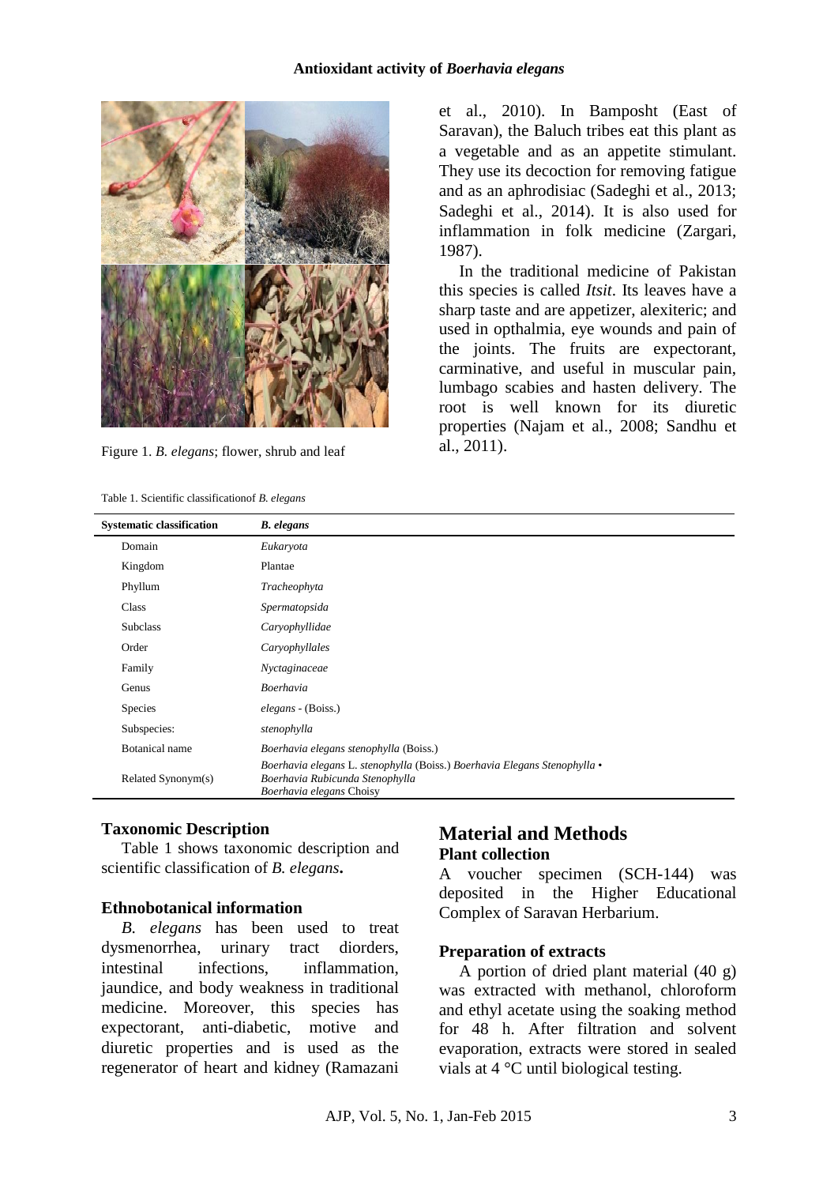Figure 1. *B. elegans*; flower, shrub and leaf

et al., 2010). In Bamposht (East of Saravan), the Baluch tribes eat this plant as a vegetable and as an appetite stimulant. They use its decoction for removing fatigue and as an aphrodisiac (Sadeghi et al., 2013; Sadeghi et al., 2014). It is also used for inflammation in folk medicine (Zargari, 1987).

In the traditional medicine of Pakistan this species is called *Itsit*. Its leaves have a sharp taste and are appetizer, alexiteric; and used in opthalmia, eye wounds and pain of the joints. The fruits are expectorant, carminative, and useful in muscular pain, lumbago scabies and hasten delivery. The root is well known for its diuretic properties (Najam et al., 2008; Sandhu et al., 2011).

Table 1. Scientific classificationof *B. elegans*

| **Systematic classification** | ***B. elegans*** |
|---|---|
| Domain | *Eukaryota* |
| Kingdom | Plantae |
| Phyllum | *Tracheophyta* |
| Class | *Spermatopsida* |
| Subclass | *Caryophyllidae* |
| Order | *Caryophyllales* |
| Family | *Nyctaginaceae* |
| Genus | *Boerhavia* |
| Species | *elegans* - (Boiss.) |
| Subspecies: | *stenophylla* |
| Botanical name | *Boerhavia elegans stenophylla* (Boiss.) |
| Related Synonym(s) | *Boerhavia elegans* L. *stenophylla* (Boiss.) *Boerhavia Elegans Stenophylla* • *Boerhavia Rubicunda Stenophylla* *Boerhavia elegans* Choisy |

### Taxonomic Description

Table 1 shows taxonomic description and scientific classification of *B. elegans***.**

### Ethnobotanical information

*B. elegans* has been used to treat dysmenorrhea, urinary tract diorders, intestinal infections, inflammation, jaundice, and body weakness in traditional medicine. Moreover, this species has expectorant, anti-diabetic, motive and diuretic properties and is used as the regenerator of heart and kidney (Ramazani

## Material and Methods

### Plant collection

A voucher specimen (SCH-144) was deposited in the Higher Educational Complex of Saravan Herbarium.

### Preparation of extracts

A portion of dried plant material (40 g) was extracted with methanol, chloroform and ethyl acetate using the soaking method for 48 h. After filtration and solvent evaporation, extracts were stored in sealed vials at 4 °C until biological testing.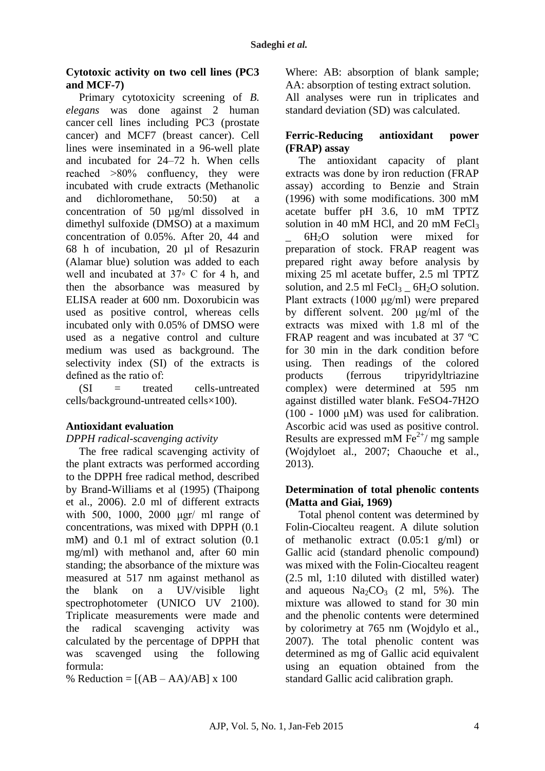### Cytotoxic activity on two cell lines (PC3 and MCF-7)

Primary cytotoxicity screening of *B. elegans* was done against 2 human cancer cell lines including PC3 (prostate cancer) and MCF7 (breast cancer). Cell lines were inseminated in a 96-well plate and incubated for 24–72 h. When cells reached >80% confluency, they were incubated with crude extracts (Methanolic and dichloromethane, 50:50) at a concentration of 50 µg/ml dissolved in dimethyl sulfoxide (DMSO) at a maximum concentration of 0.05%. After 20, 44 and 68 h of incubation, 20 µl of Resazurin (Alamar blue) solution was added to each well and incubated at 37◦ C for 4 h, and then the absorbance was measured by ELISA reader at 600 nm. Doxorubicin was used as positive control, whereas cells incubated only with 0.05% of DMSO were used as a negative control and culture medium was used as background. The selectivity index (SI) of the extracts is defined as the ratio of:

(SI = treated cells-untreated cells/background-untreated cells×100).

### Antioxidant evaluation

*DPPH radical-scavenging activity*

The free radical scavenging activity of the plant extracts was performed according to the DPPH free radical method, described by Brand-Williams et al (1995) (Thaipong et al., 2006). 2.0 ml of different extracts with 500, 1000, 2000 μgr/ ml range of concentrations, was mixed with DPPH (0.1 mM) and 0.1 ml of extract solution (0.1 mg/ml) with methanol and, after 60 min standing; the absorbance of the mixture was measured at 517 nm against methanol as the blank on a UV/visible light spectrophotometer (UNICO UV 2100). Triplicate measurements were made and the radical scavenging activity was calculated by the percentage of DPPH that was scavenged using the following formula:

% Reduction = [(AB – AA)/AB] x 100

Where: AB: absorption of blank sample; AA: absorption of testing extract solution.
All analyses were run in triplicates and standard deviation (SD) was calculated.

### Ferric-Reducing antioxidant power (FRAP) assay

The antioxidant capacity of plant extracts was done by iron reduction (FRAP assay) according to Benzie and Strain (1996) with some modifications. 300 mM acetate buffer pH 3.6, 10 mM TPTZ solution in 40 mM HCl, and 20 mM $FeCl_3$ _ $6H_2O$ solution were mixed for preparation of stock. FRAP reagent was prepared right away before analysis by mixing 25 ml acetate buffer, 2.5 ml TPTZ solution, and 2.5 ml $FeCl_3$ _ $6H_2O$ solution. Plant extracts (1000 μg/ml) were prepared by different solvent. 200 μg/ml of the extracts was mixed with 1.8 ml of the FRAP reagent and was incubated at 37 ºC for 30 min in the dark condition before using. Then readings of the colored products (ferrous tripyridyltriazine complex) were determined at 595 nm against distilled water blank. FeSO4-7H2O (100 - 1000 μM) was used for calibration. Ascorbic acid was used as positive control. Results are expressed mM $Fe^{2+}$/ mg sample (Wojdyloet al., 2007; Chaouche et al., 2013).

### Determination of total phenolic contents (Matta and Giai, 1969)

Total phenol content was determined by Folin-Ciocalteu reagent. A dilute solution of methanolic extract (0.05:1 g/ml) or Gallic acid (standard phenolic compound) was mixed with the Folin-Ciocalteu reagent (2.5 ml, 1:10 diluted with distilled water) and aqueous $Na_2CO_3$ (2 ml, 5%). The mixture was allowed to stand for 30 min and the phenolic contents were determined by colorimetry at 765 nm (Wojdylo et al., 2007). The total phenolic content was determined as mg of Gallic acid equivalent using an equation obtained from the standard Gallic acid calibration graph.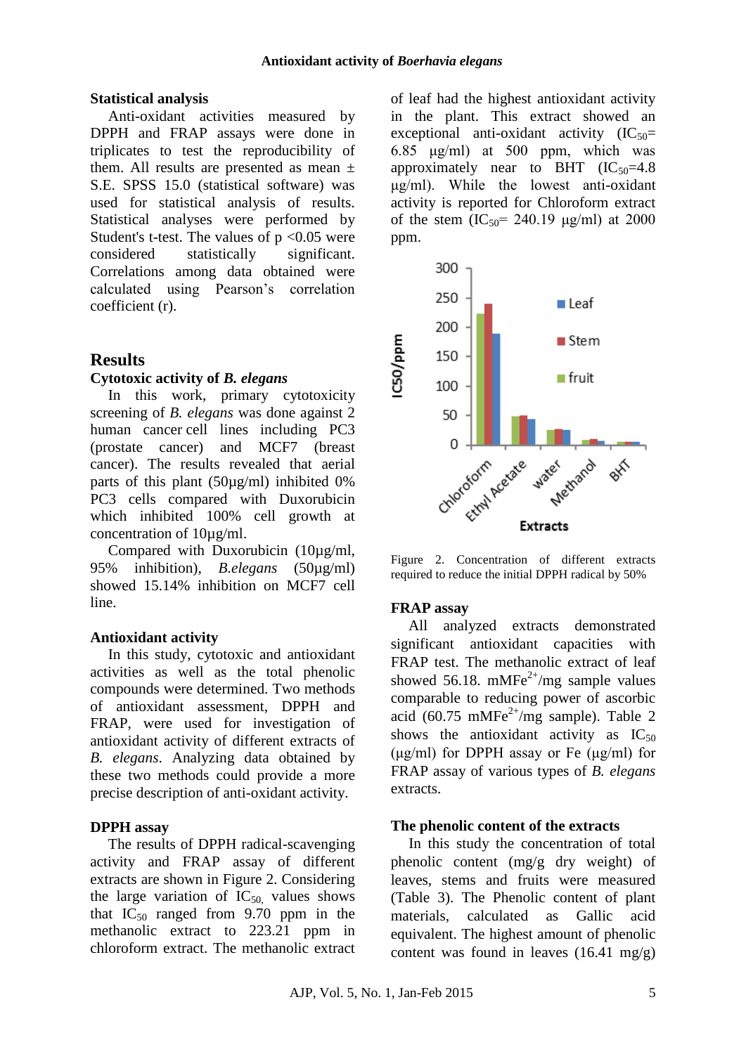## Statistical analysis

Anti-oxidant activities measured by DPPH and FRAP assays were done in triplicates to test the reproducibility of them. All results are presented as mean ± S.E. SPSS 15.0 (statistical software) was used for statistical analysis of results. Statistical analyses were performed by Student's t-test. The values of $p < 0.05$ were considered statistically significant. Correlations among data obtained were calculated using Pearson's correlation coefficient (r).

# Results

## Cytotoxic activity of *B. elegans*

In this work, primary cytotoxicity screening of *B. elegans* was done against 2 human cancer cell lines including PC3 (prostate cancer) and MCF7 (breast cancer). The results revealed that aerial parts of this plant (50µg/ml) inhibited 0% PC3 cells compared with Duxorubicin which inhibited 100% cell growth at concentration of 10µg/ml.

Compared with Duxorubicin (10µg/ml, 95% inhibition), *B.elegans* (50µg/ml) showed 15.14% inhibition on MCF7 cell line.

## Antioxidant activity

In this study, cytotoxic and antioxidant activities as well as the total phenolic compounds were determined. Two methods of antioxidant assessment, DPPH and FRAP, were used for investigation of antioxidant activity of different extracts of *B. elegans*. Analyzing data obtained by these two methods could provide a more precise description of anti-oxidant activity.

## DPPH assay

The results of DPPH radical-scavenging activity and FRAP assay of different extracts are shown in Figure 2. Considering the large variation of $IC_{50}$ values shows that $IC_{50}$ ranged from 9.70 ppm in the methanolic extract to 223.21 ppm in chloroform extract. The methanolic extract of leaf had the highest antioxidant activity in the plant. This extract showed an exceptional anti-oxidant activity ($IC_{50}$= 6.85 µg/ml) at 500 ppm, which was approximately near to BHT ($IC_{50}$=4.8 µg/ml). While the lowest anti-oxidant activity is reported for Chloroform extract of the stem ($IC_{50}$= 240.19 µg/ml) at 2000 ppm.

Figure 2. Concentration of different extracts required to reduce the initial DPPH radical by 50%

## FRAP assay

All analyzed extracts demonstrated significant antioxidant capacities with FRAP test. The methanolic extract of leaf showed 56.18. mM$Fe^{2+}$/mg sample values comparable to reducing power of ascorbic acid (60.75 mM$Fe^{2+}$/mg sample). Table 2 shows the antioxidant activity as $IC_{50}$ (µg/ml) for DPPH assay or Fe (µg/ml) for FRAP assay of various types of *B. elegans* extracts.

## The phenolic content of the extracts

In this study the concentration of total phenolic content (mg/g dry weight) of leaves, stems and fruits were measured (Table 3). The Phenolic content of plant materials, calculated as Gallic acid equivalent. The highest amount of phenolic content was found in leaves (16.41 mg/g)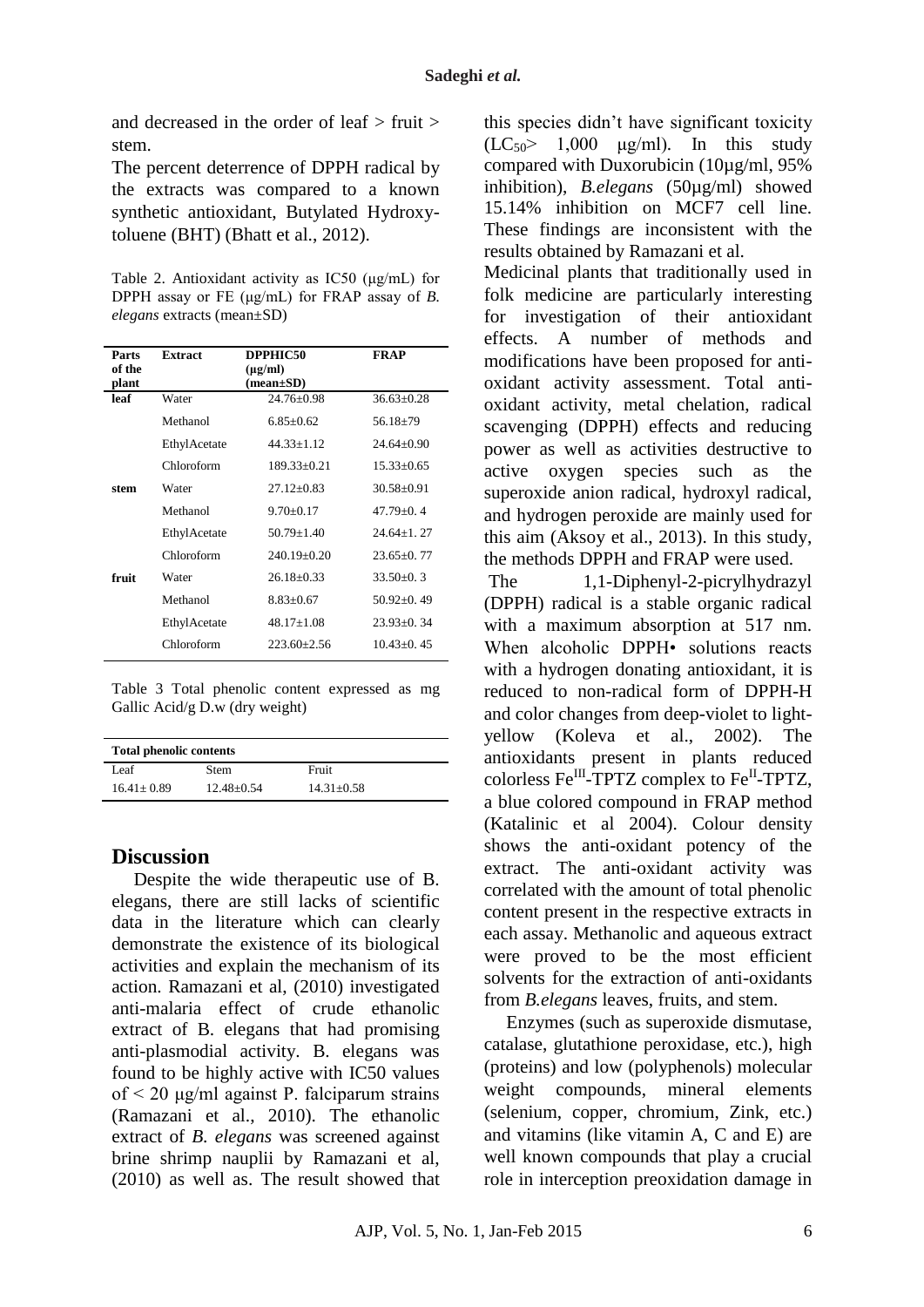and decreased in the order of leaf > fruit > stem.

The percent deterrence of DPPH radical by the extracts was compared to a known synthetic antioxidant, Butylated Hydroxy-toluene (BHT) (Bhatt et al., 2012).

Table 2. Antioxidant activity as IC50 (μg/mL) for DPPH assay or FE (μg/mL) for FRAP assay of *B. elegans* extracts (mean±SD)

| Parts of the plant | Extract | DPPHIC50 (μg/ml) (mean±SD) | FRAP |
|---|---|---|---|
| **leaf** | Water | 24.76±0.98 | 36.63±0.28 |
| | Methanol | 6.85±0.62 | 56.18±79 |
| | EthylAcetate | 44.33±1.12 | 24.64±0.90 |
| | Chloroform | 189.33±0.21 | 15.33±0.65 |
| **stem** | Water | 27.12±0.83 | 30.58±0.91 |
| | Methanol | 9.70±0.17 | 47.79±0. 4 |
| | EthylAcetate | 50.79±1.40 | 24.64±1. 27 |
| | Chloroform | 240.19±0.20 | 23.65±0. 77 |
| **fruit** | Water | 26.18±0.33 | 33.50±0. 3 |
| | Methanol | 8.83±0.67 | 50.92±0. 49 |
| | EthylAcetate | 48.17±1.08 | 23.93±0. 34 |
| | Chloroform | 223.60±2.56 | 10.43±0. 45 |

Table 3 Total phenolic content expressed as mg Gallic Acid/g D.w (dry weight)

| Total phenolic contents | | |
|---|---|---|
| Leaf | Stem | Fruit |
| 16.41± 0.89 | 12.48±0.54 | 14.31±0.58 |

## Discussion

Despite the wide therapeutic use of B. elegans, there are still lacks of scientific data in the literature which can clearly demonstrate the existence of its biological activities and explain the mechanism of its action. Ramazani et al, (2010) investigated anti-malaria effect of crude ethanolic extract of B. elegans that had promising anti-plasmodial activity. B. elegans was found to be highly active with IC50 values of < 20 μg/ml against P. falciparum strains (Ramazani et al., 2010). The ethanolic extract of *B. elegans* was screened against brine shrimp nauplii by Ramazani et al, (2010) as well as. The result showed that this species didn't have significant toxicity ($LC_{50}$> 1,000 μg/ml). In this study compared with Duxorubicin (10μg/ml, 95% inhibition), *B.elegans* (50μg/ml) showed 15.14% inhibition on MCF7 cell line. These findings are inconsistent with the results obtained by Ramazani et al.

Medicinal plants that traditionally used in folk medicine are particularly interesting for investigation of their antioxidant effects. A number of methods and modifications have been proposed for anti-oxidant activity assessment. Total anti-oxidant activity, metal chelation, radical scavenging (DPPH) effects and reducing power as well as activities destructive to active oxygen species such as the superoxide anion radical, hydroxyl radical, and hydrogen peroxide are mainly used for this aim (Aksoy et al., 2013). In this study, the methods DPPH and FRAP were used.

The 1,1-Diphenyl-2-picrylhydrazyl (DPPH) radical is a stable organic radical with a maximum absorption at 517 nm. When alcoholic DPPH• solutions reacts with a hydrogen donating antioxidant, it is reduced to non-radical form of DPPH-H and color changes from deep-violet to light-yellow (Koleva et al., 2002). The antioxidants present in plants reduced colorless $Fe^{III}$-TPTZ complex to $Fe^{II}$-TPTZ, a blue colored compound in FRAP method (Katalinic et al 2004). Colour density shows the anti-oxidant potency of the extract. The anti-oxidant activity was correlated with the amount of total phenolic content present in the respective extracts in each assay. Methanolic and aqueous extract were proved to be the most efficient solvents for the extraction of anti-oxidants from *B.elegans* leaves, fruits, and stem.

Enzymes (such as superoxide dismutase, catalase, glutathione peroxidase, etc.), high (proteins) and low (polyphenols) molecular weight compounds, mineral elements (selenium, copper, chromium, Zink, etc.) and vitamins (like vitamin A, C and E) are well known compounds that play a crucial role in interception preoxidation damage in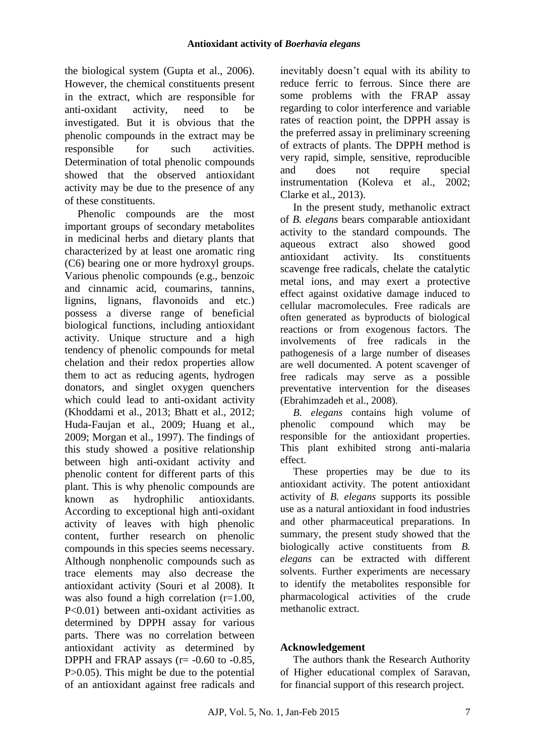the biological system (Gupta et al., 2006). However, the chemical constituents present in the extract, which are responsible for anti-oxidant activity, need to be investigated. But it is obvious that the phenolic compounds in the extract may be responsible for such activities. Determination of total phenolic compounds showed that the observed antioxidant activity may be due to the presence of any of these constituents.

Phenolic compounds are the most important groups of secondary metabolites in medicinal herbs and dietary plants that characterized by at least one aromatic ring (C6) bearing one or more hydroxyl groups. Various phenolic compounds (e.g., benzoic and cinnamic acid, coumarins, tannins, lignins, lignans, flavonoids and etc.) possess a diverse range of beneficial biological functions, including antioxidant activity. Unique structure and a high tendency of phenolic compounds for metal chelation and their redox properties allow them to act as reducing agents, hydrogen donators, and singlet oxygen quenchers which could lead to anti-oxidant activity (Khoddami et al., 2013; Bhatt et al., 2012; Huda-Faujan et al., 2009; Huang et al., 2009; Morgan et al., 1997). The findings of this study showed a positive relationship between high anti-oxidant activity and phenolic content for different parts of this plant. This is why phenolic compounds are known as hydrophilic antioxidants. According to exceptional high anti-oxidant activity of leaves with high phenolic content, further research on phenolic compounds in this species seems necessary. Although nonphenolic compounds such as trace elements may also decrease the antioxidant activity (Souri et al 2008). It was also found a high correlation ($r=1.00$, $P<0.01$) between anti-oxidant activities as determined by DPPH assay for various parts. There was no correlation between antioxidant activity as determined by DPPH and FRAP assays ($r= -0.60$ to $-0.85$, $P>0.05$). This might be due to the potential of an antioxidant against free radicals and inevitably doesn't equal with its ability to reduce ferric to ferrous. Since there are some problems with the FRAP assay regarding to color interference and variable rates of reaction point, the DPPH assay is the preferred assay in preliminary screening of extracts of plants. The DPPH method is very rapid, simple, sensitive, reproducible and does not require special instrumentation (Koleva et al., 2002; Clarke et al., 2013).

In the present study, methanolic extract of *B. elegans* bears comparable antioxidant activity to the standard compounds. The aqueous extract also showed good antioxidant activity. Its constituents scavenge free radicals, chelate the catalytic metal ions, and may exert a protective effect against oxidative damage induced to cellular macromolecules. Free radicals are often generated as byproducts of biological reactions or from exogenous factors. The involvements of free radicals in the pathogenesis of a large number of diseases are well documented. A potent scavenger of free radicals may serve as a possible preventative intervention for the diseases (Ebrahimzadeh et al., 2008).

*B. elegans* contains high volume of phenolic compound which may be responsible for the antioxidant properties. This plant exhibited strong anti-malaria effect.

These properties may be due to its antioxidant activity. The potent antioxidant activity of *B. elegans* supports its possible use as a natural antioxidant in food industries and other pharmaceutical preparations. In summary, the present study showed that the biologically active constituents from *B. elegans* can be extracted with different solvents. Further experiments are necessary to identify the metabolites responsible for pharmacological activities of the crude methanolic extract.

## Acknowledgement

The authors thank the Research Authority of Higher educational complex of Saravan, for financial support of this research project.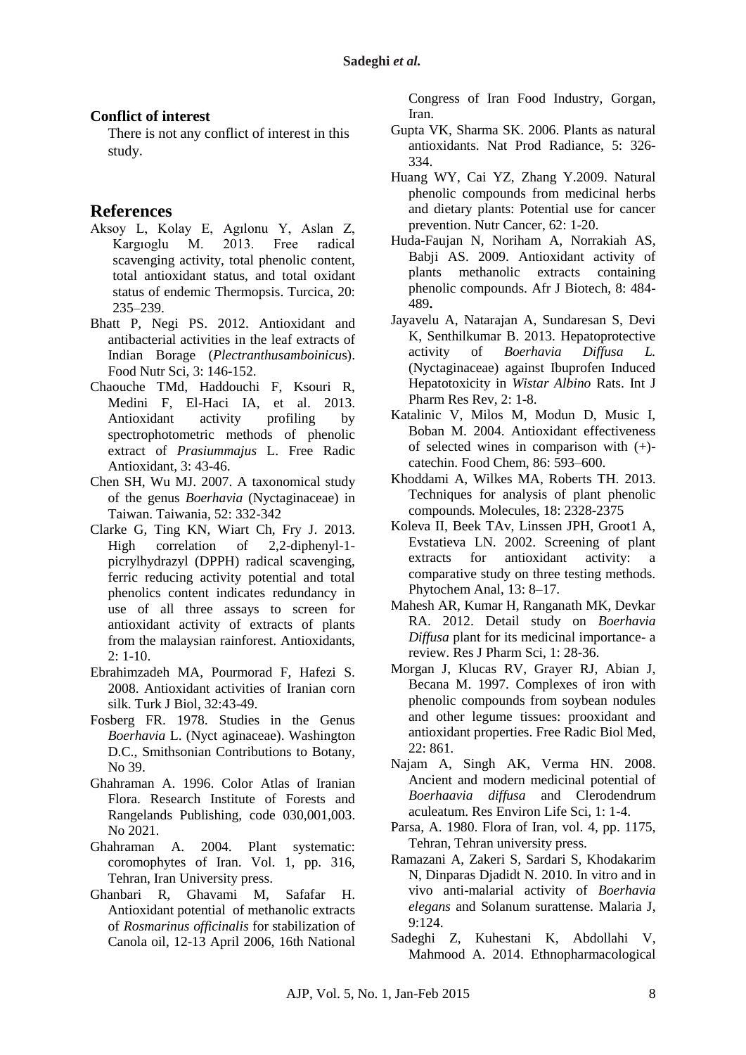## Conflict of interest

There is not any conflict of interest in this study.

## References

Aksoy L, Kolay E, Agılonu Y, Aslan Z, Kargıoglu M. 2013. Free radical scavenging activity, total phenolic content, total antioxidant status, and total oxidant status of endemic Thermopsis. Turcica, 20: 235–239.

Bhatt P, Negi PS. 2012. Antioxidant and antibacterial activities in the leaf extracts of Indian Borage (*Plectranthusamboinicus*). Food Nutr Sci, 3: 146-152.

Chaouche TMd, Haddouchi F, Ksouri R, Medini F, El-Haci IA, et al. 2013. Antioxidant activity profiling by spectrophotometric methods of phenolic extract of *Prasiummajus* L. Free Radic Antioxidant, 3: 43-46.

Chen SH, Wu MJ. 2007. A taxonomical study of the genus *Boerhavia* (Nyctaginaceae) in Taiwan. Taiwania, 52: 332-342

Clarke G, Ting KN, Wiart Ch, Fry J. 2013. High correlation of 2,2-diphenyl-1-picrylhydrazyl (DPPH) radical scavenging, ferric reducing activity potential and total phenolics content indicates redundancy in use of all three assays to screen for antioxidant activity of extracts of plants from the malaysian rainforest. Antioxidants, 2: 1-10.

Ebrahimzadeh MA, Pourmorad F, Hafezi S. 2008. Antioxidant activities of Iranian corn silk. Turk J Biol, 32:43-49.

Fosberg FR. 1978. Studies in the Genus *Boerhavia* L. (Nyct aginaceae). Washington D.C., Smithsonian Contributions to Botany, No 39.

Ghahraman A. 1996. Color Atlas of Iranian Flora. Research Institute of Forests and Rangelands Publishing, code 030,001,003. No 2021.

Ghahraman A. 2004. Plant systematic: coromophytes of Iran. Vol. 1, pp. 316, Tehran, Iran University press.

Ghanbari R, Ghavami M, Safafar H. Antioxidant potential of methanolic extracts of *Rosmarinus officinalis* for stabilization of Canola oil, 12-13 April 2006, 16th National Congress of Iran Food Industry, Gorgan, Iran.

Gupta VK, Sharma SK. 2006. Plants as natural antioxidants. Nat Prod Radiance, 5: 326-334.

Huang WY, Cai YZ, Zhang Y.2009. Natural phenolic compounds from medicinal herbs and dietary plants: Potential use for cancer prevention. Nutr Cancer, 62: 1-20.

Huda-Faujan N, Noriham A, Norrakiah AS, Babji AS. 2009. Antioxidant activity of plants methanolic extracts containing phenolic compounds. Afr J Biotech, 8: 484-489**.**

Jayavelu A, Natarajan A, Sundaresan S, Devi K, Senthilkumar B. 2013. Hepatoprotective activity of *Boerhavia Diffusa L.* (Nyctaginaceae) against Ibuprofen Induced Hepatotoxicity in *Wistar Albino* Rats. Int J Pharm Res Rev, 2: 1-8.

Katalinic V, Milos M, Modun D, Music I, Boban M. 2004. Antioxidant effectiveness of selected wines in comparison with (+)-catechin. Food Chem, 86: 593–600.

Khoddami A, Wilkes MA, Roberts TH. 2013. Techniques for analysis of plant phenolic compounds*.* Molecules, 18: 2328-2375

Koleva II, Beek TAv, Linssen JPH, Groot1 A, Evstatieva LN. 2002. Screening of plant extracts for antioxidant activity: a comparative study on three testing methods. Phytochem Anal, 13: 8–17.

Mahesh AR, Kumar H, Ranganath MK, Devkar RA. 2012. Detail study on *Boerhavia Diffusa* plant for its medicinal importance- a review. Res J Pharm Sci, 1: 28-36.

Morgan J, Klucas RV, Grayer RJ, Abian J, Becana M. 1997. Complexes of iron with phenolic compounds from soybean nodules and other legume tissues: prooxidant and antioxidant properties. Free Radic Biol Med, 22: 861.

Najam A, Singh AK, Verma HN. 2008. Ancient and modern medicinal potential of *Boerhaavia diffusa* and Clerodendrum aculeatum. Res Environ Life Sci, 1: 1-4.

Parsa, A. 1980. Flora of Iran, vol. 4, pp. 1175, Tehran, Tehran university press.

Ramazani A, Zakeri S, Sardari S, Khodakarim N, Dinparas Djadidt N. 2010. In vitro and in vivo anti-malarial activity of *Boerhavia elegans* and Solanum surattense. Malaria J, 9:124.

Sadeghi Z, Kuhestani K, Abdollahi V, Mahmood A. 2014. Ethnopharmacological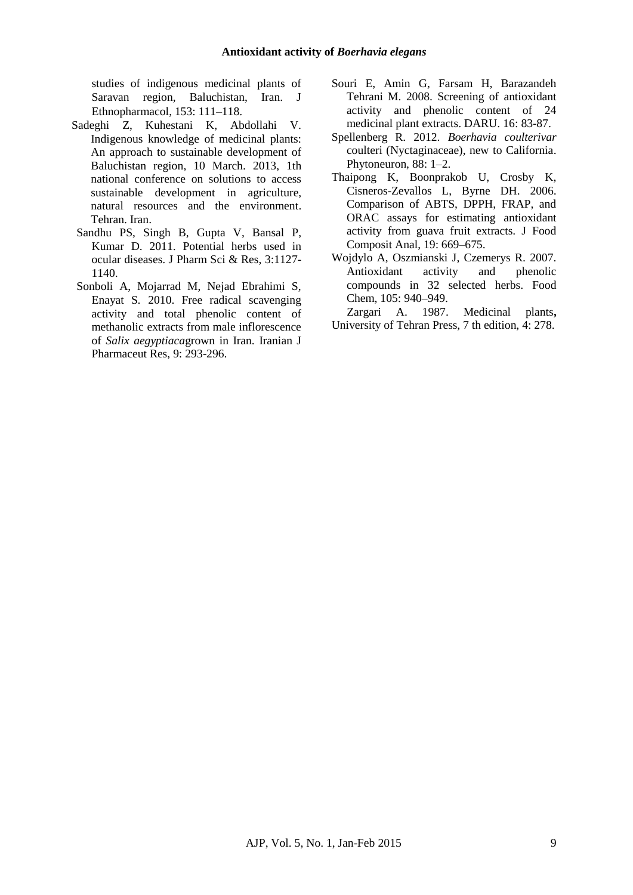studies of indigenous medicinal plants of Saravan region, Baluchistan, Iran. J Ethnopharmacol, 153: 111–118.

Sadeghi Z, Kuhestani K, Abdollahi V. Indigenous knowledge of medicinal plants: An approach to sustainable development of Baluchistan region, 10 March. 2013, 1th national conference on solutions to access sustainable development in agriculture, natural resources and the environment. Tehran. Iran.

Sandhu PS, Singh B, Gupta V, Bansal P, Kumar D. 2011. Potential herbs used in ocular diseases. J Pharm Sci & Res, 3:1127-1140.

Sonboli A, Mojarrad M, Nejad Ebrahimi S, Enayat S. 2010. Free radical scavenging activity and total phenolic content of methanolic extracts from male inflorescence of *Salix aegyptiaca*grown in Iran. Iranian J Pharmaceut Res, 9: 293-296.

Souri E, Amin G, Farsam H, Barazandeh Tehrani M. 2008. Screening of antioxidant activity and phenolic content of 24 medicinal plant extracts. DARU. 16: 83-87.

Spellenberg R. 2012. *Boerhavia coulterivar* coulteri (Nyctaginaceae), new to California. Phytoneuron, 88: 1–2.

Thaipong K, Boonprakob U, Crosby K, Cisneros-Zevallos L, Byrne DH. 2006. Comparison of ABTS, DPPH, FRAP, and ORAC assays for estimating antioxidant activity from guava fruit extracts. J Food Composit Anal, 19: 669–675.

Wojdylo A, Oszmianski J, Czemerys R. 2007. Antioxidant activity and phenolic compounds in 32 selected herbs. Food Chem, 105: 940–949.

Zargari A. 1987. Medicinal plants**,** University of Tehran Press, 7 th edition, 4: 278.